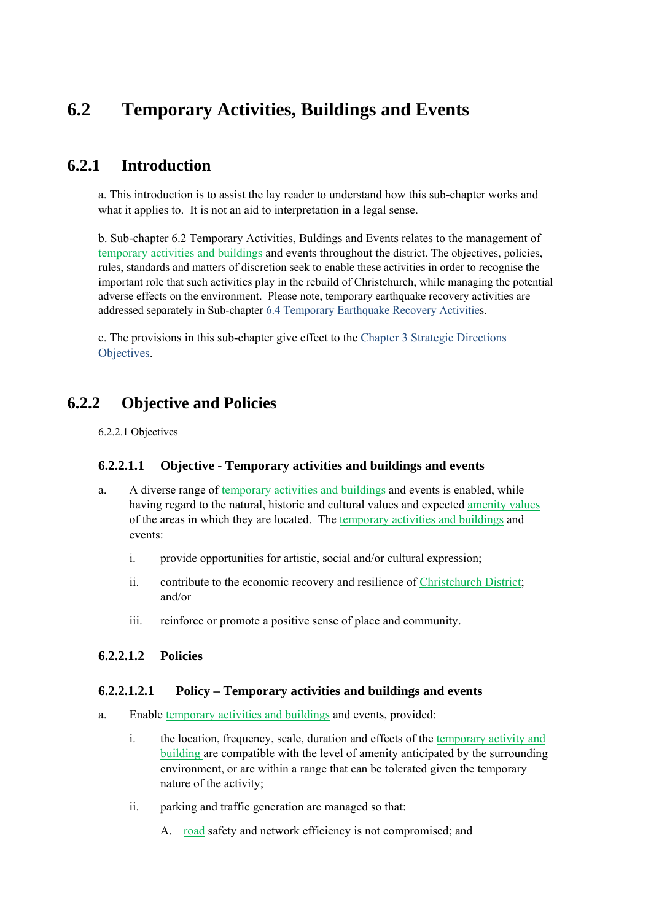# 6.2 Temporary Activities, Buildings and Events

## 6.2.1 Introduction

a. This introduction is to assist the lay reader to understand how this sub-chapter works and what it applies to. It is not an aid to interpretation in a legal sense.

b. Sub-chapter 6.2 Temporary Activities, Buldings and Events relates to the management of temporary activities and buildings and events throughout the district. The objectives, policies, rules, standards and matters of discretion seek to enable these activities in order to recognise the important role that such activities play in the rebuild of Christchurch, while managing the potential adverse effects on the environment. Please note, temporary earthquake recovery activities are addressed separately in Sub-chapter 6.4 Temporary Earthquake Recovery Activities.

c. The provisions in this sub-chapter give effect to the Chapter 3 Strategic Directions Objectives.

## 6.2.2 Objective and Policies

6.2.2.1 Objectives

### 6.2.2.1.1 Objective - Temporary activities and buildings and events

a. A diverse range of temporary activities and buildings and events is enabled, while having regard to the natural, historic and cultural values and expected amenity values of the areas in which they are located. The temporary activities and buildings and events:

   i. provide opportunities for artistic, social and/or cultural expression;

   ii. contribute to the economic recovery and resilience of Christchurch District; and/or

   iii. reinforce or promote a positive sense of place and community.

### 6.2.2.1.2 Policies

#### 6.2.2.1.2.1 Policy – Temporary activities and buildings and events

a. Enable temporary activities and buildings and events, provided:

   i. the location, frequency, scale, duration and effects of the temporary activity and building are compatible with the level of amenity anticipated by the surrounding environment, or are within a range that can be tolerated given the temporary nature of the activity;

   ii. parking and traffic generation are managed so that:

      A. road safety and network efficiency is not compromised; and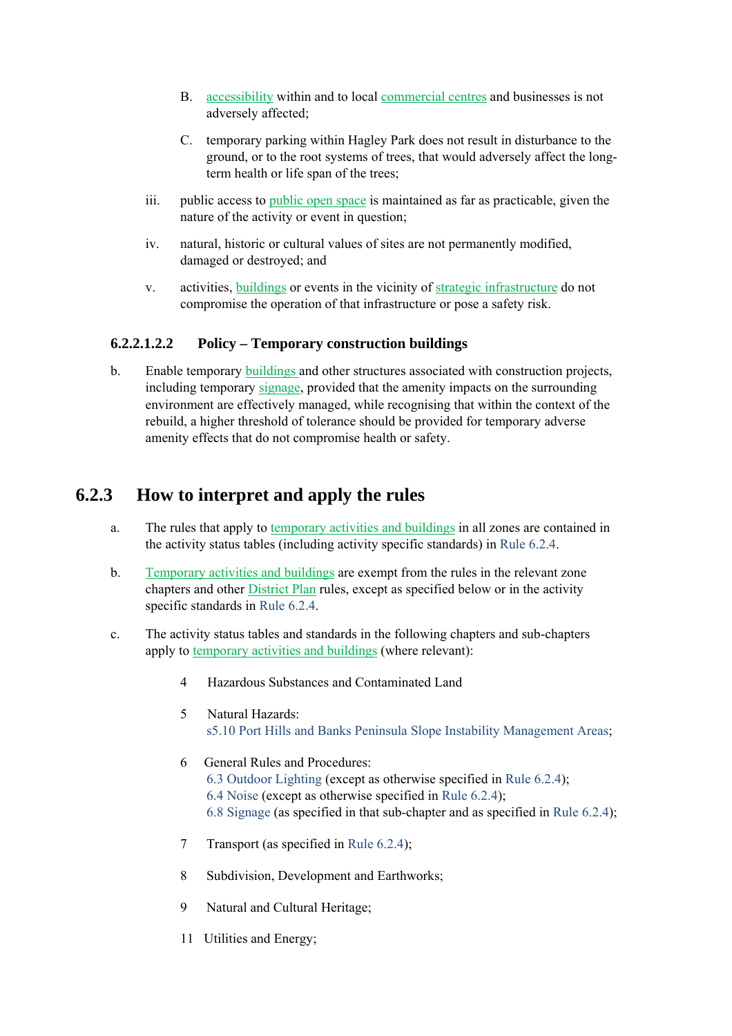B. accessibility within and to local commercial centres and businesses is not adversely affected;

C. temporary parking within Hagley Park does not result in disturbance to the ground, or to the root systems of trees, that would adversely affect the long-term health or life span of the trees;

iii. public access to public open space is maintained as far as practicable, given the nature of the activity or event in question;

iv. natural, historic or cultural values of sites are not permanently modified, damaged or destroyed; and

v. activities, buildings or events in the vicinity of strategic infrastructure do not compromise the operation of that infrastructure or pose a safety risk.

#### 6.2.2.1.2.2 Policy – Temporary construction buildings

b. Enable temporary buildings and other structures associated with construction projects, including temporary signage, provided that the amenity impacts on the surrounding environment are effectively managed, while recognising that within the context of the rebuild, a higher threshold of tolerance should be provided for temporary adverse amenity effects that do not compromise health or safety.

## 6.2.3 How to interpret and apply the rules

a. The rules that apply to temporary activities and buildings in all zones are contained in the activity status tables (including activity specific standards) in Rule 6.2.4.

b. Temporary activities and buildings are exempt from the rules in the relevant zone chapters and other District Plan rules, except as specified below or in the activity specific standards in Rule 6.2.4.

c. The activity status tables and standards in the following chapters and sub-chapters apply to temporary activities and buildings (where relevant):

4 Hazardous Substances and Contaminated Land

5 Natural Hazards:
s5.10 Port Hills and Banks Peninsula Slope Instability Management Areas;

6 General Rules and Procedures:
6.3 Outdoor Lighting (except as otherwise specified in Rule 6.2.4);
6.4 Noise (except as otherwise specified in Rule 6.2.4);
6.8 Signage (as specified in that sub-chapter and as specified in Rule 6.2.4);

7 Transport (as specified in Rule 6.2.4);

8 Subdivision, Development and Earthworks;

9 Natural and Cultural Heritage;

11 Utilities and Energy;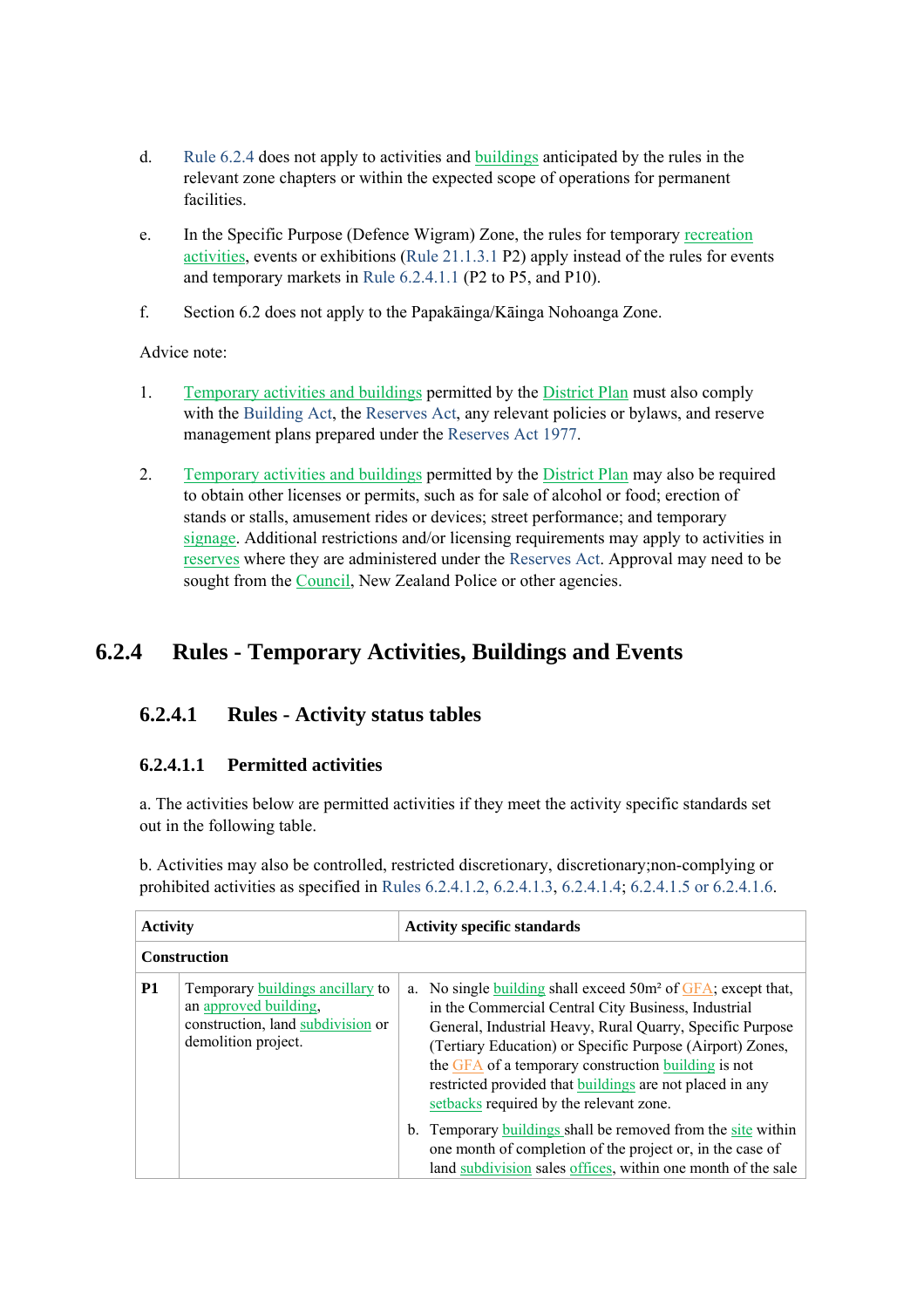d. Rule 6.2.4 does not apply to activities and buildings anticipated by the rules in the relevant zone chapters or within the expected scope of operations for permanent facilities.

e. In the Specific Purpose (Defence Wigram) Zone, the rules for temporary recreation activities, events or exhibitions (Rule 21.1.3.1 P2) apply instead of the rules for events and temporary markets in Rule 6.2.4.1.1 (P2 to P5, and P10).

f. Section 6.2 does not apply to the Papakāinga/Kāinga Nohoanga Zone.

Advice note:

1. Temporary activities and buildings permitted by the District Plan must also comply with the Building Act, the Reserves Act, any relevant policies or bylaws, and reserve management plans prepared under the Reserves Act 1977.

2. Temporary activities and buildings permitted by the District Plan may also be required to obtain other licenses or permits, such as for sale of alcohol or food; erection of stands or stalls, amusement rides or devices; street performance; and temporary signage. Additional restrictions and/or licensing requirements may apply to activities in reserves where they are administered under the Reserves Act. Approval may need to be sought from the Council, New Zealand Police or other agencies.

## 6.2.4 Rules - Temporary Activities, Buildings and Events

### 6.2.4.1 Rules - Activity status tables

#### 6.2.4.1.1 Permitted activities

a. The activities below are permitted activities if they meet the activity specific standards set out in the following table.

b. Activities may also be controlled, restricted discretionary, discretionary;non-complying or prohibited activities as specified in Rules 6.2.4.1.2, 6.2.4.1.3, 6.2.4.1.4; 6.2.4.1.5 or 6.2.4.1.6.

| Activity | | Activity specific standards |
|---|---|---|
| **Construction** | | |
| **P1** | Temporary buildings ancillary to an approved building, construction, land subdivision or demolition project. | a. No single building shall exceed 50m² of GFA; except that, in the Commercial Central City Business, Industrial General, Industrial Heavy, Rural Quarry, Specific Purpose (Tertiary Education) or Specific Purpose (Airport) Zones, the GFA of a temporary construction building is not restricted provided that buildings are not placed in any setbacks required by the relevant zone.<br>b. Temporary buildings shall be removed from the site within one month of completion of the project or, in the case of land subdivision sales offices, within one month of the sale |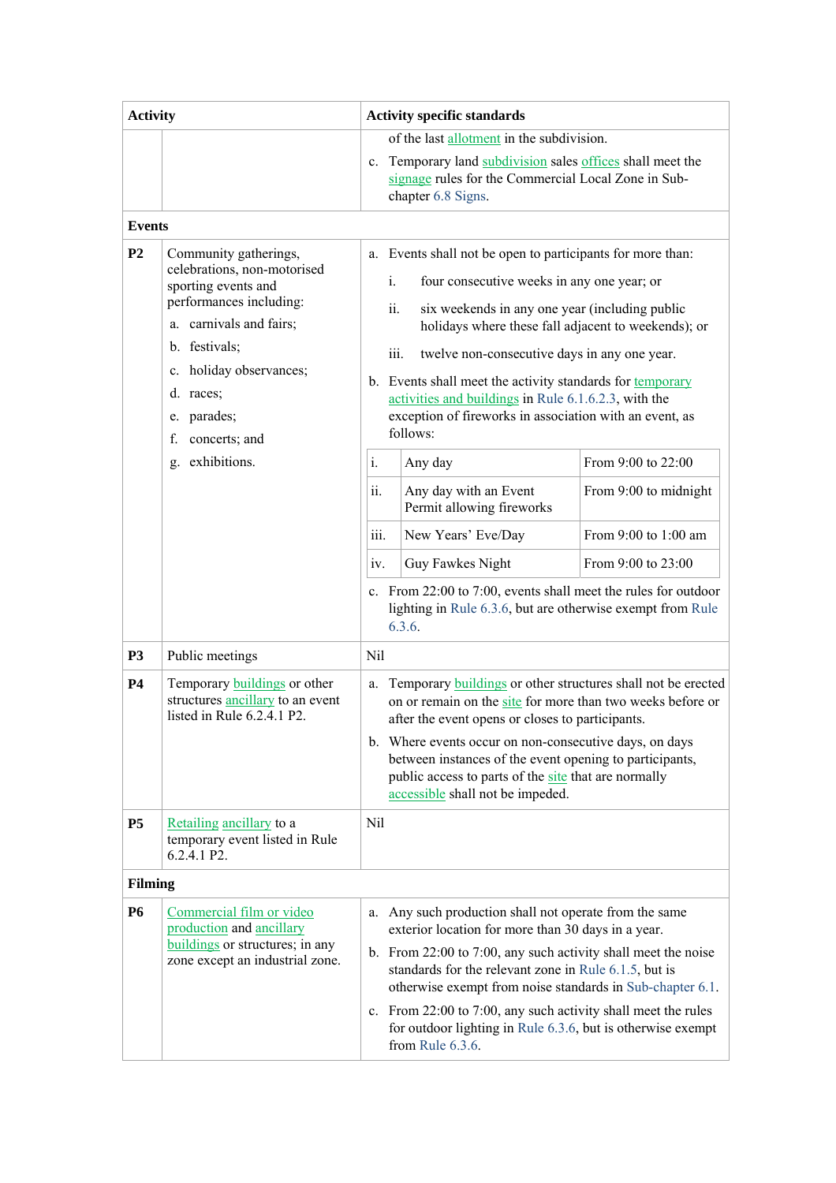| Activity | | Activity specific standards |
|---|---|---|
| | | of the last allotment in the subdivision.<br>c. Temporary land subdivision sales offices shall meet the signage rules for the Commercial Local Zone in Sub-chapter 6.8 Signs. |
| **Events** | | |
| **P2** | Community gatherings, celebrations, non-motorised sporting events and performances including:<br>a. carnivals and fairs;<br>b. festivals;<br>c. holiday observances;<br>d. races;<br>e. parades;<br>f. concerts; and<br>g. exhibitions. | a. Events shall not be open to participants for more than:<br>i. four consecutive weeks in any one year; or<br>ii. six weekends in any one year (including public holidays where these fall adjacent to weekends); or<br>iii. twelve non-consecutive days in any one year.<br>b. Events shall meet the activity standards for temporary activities and buildings in Rule 6.1.6.2.3, with the exception of fireworks in association with an event, as follows:<br>i. Any day — From 9:00 to 22:00<br>ii. Any day with an Event Permit allowing fireworks — From 9:00 to midnight<br>iii. New Years' Eve/Day — From 9:00 to 1:00 am<br>iv. Guy Fawkes Night — From 9:00 to 23:00<br>c. From 22:00 to 7:00, events shall meet the rules for outdoor lighting in Rule 6.3.6, but are otherwise exempt from Rule 6.3.6. |
| **P3** | Public meetings | Nil |
| **P4** | Temporary buildings or other structures ancillary to an event listed in Rule 6.2.4.1 P2. | a. Temporary buildings or other structures shall not be erected on or remain on the site for more than two weeks before or after the event opens or closes to participants.<br>b. Where events occur on non-consecutive days, on days between instances of the event opening to participants, public access to parts of the site that are normally accessible shall not be impeded. |
| **P5** | Retailing ancillary to a temporary event listed in Rule 6.2.4.1 P2. | Nil |
| **Filming** | | |
| **P6** | Commercial film or video production and ancillary buildings or structures; in any zone except an industrial zone. | a. Any such production shall not operate from the same exterior location for more than 30 days in a year.<br>b. From 22:00 to 7:00, any such activity shall meet the noise standards for the relevant zone in Rule 6.1.5, but is otherwise exempt from noise standards in Sub-chapter 6.1.<br>c. From 22:00 to 7:00, any such activity shall meet the rules for outdoor lighting in Rule 6.3.6, but is otherwise exempt from Rule 6.3.6. |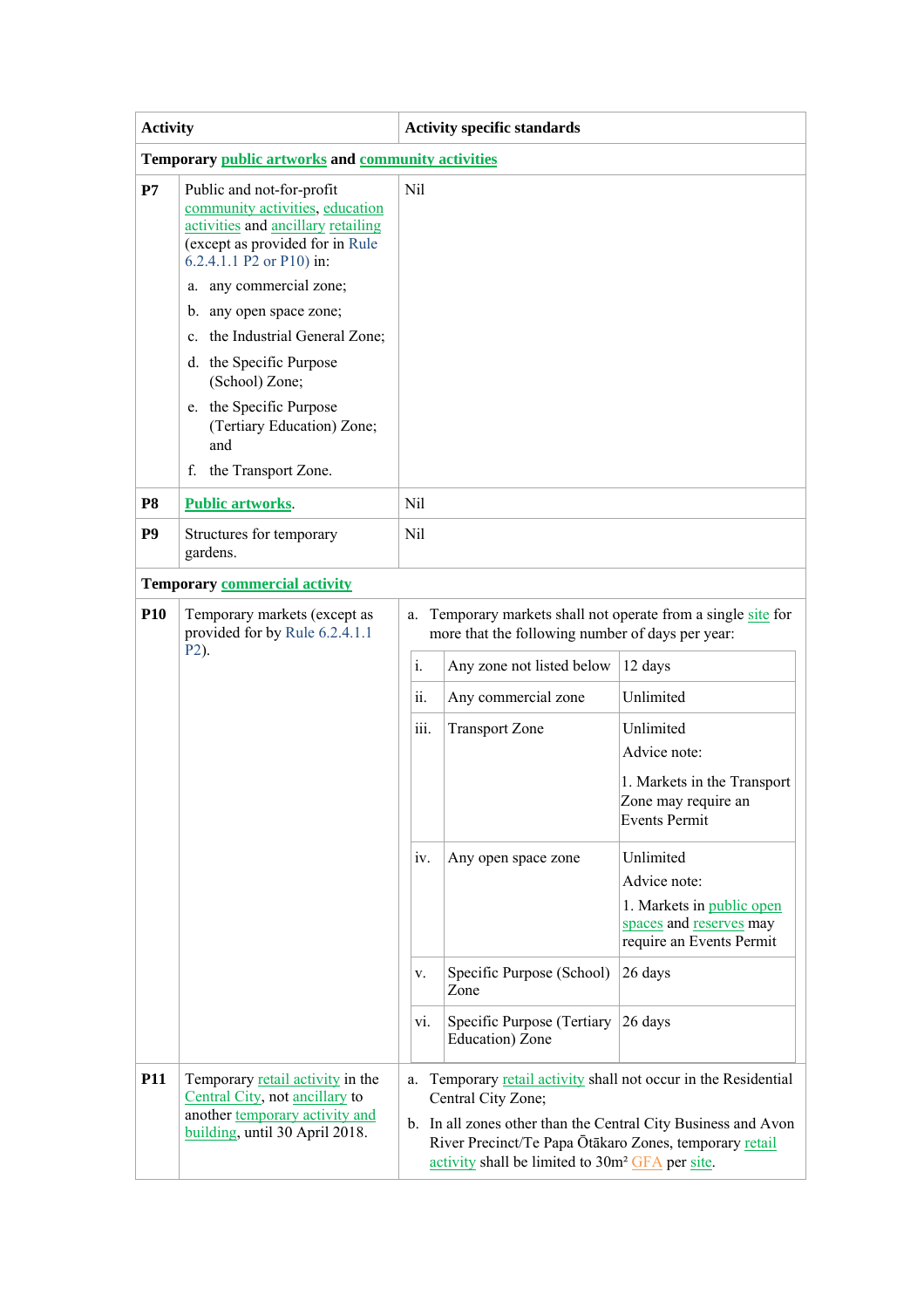| Activity | | Activity specific standards |
|---|---|---|
| **Temporary public artworks and community activities** | | |
| **P7** | Public and not-for-profit community activities, education activities and ancillary retailing (except as provided for in Rule 6.2.4.1.1 P2 or P10) in:<br>a. any commercial zone;<br>b. any open space zone;<br>c. the Industrial General Zone;<br>d. the Specific Purpose (School) Zone;<br>e. the Specific Purpose (Tertiary Education) Zone; and<br>f. the Transport Zone. | Nil |
| **P8** | **Public artworks**. | Nil |
| **P9** | Structures for temporary gardens. | Nil |
| **Temporary commercial activity** | | |
| **P10** | Temporary markets (except as provided for by Rule 6.2.4.1.1 P2). | a. Temporary markets shall not operate from a single site for more that the following number of days per year:<br>i. Any zone not listed below — 12 days<br>ii. Any commercial zone — Unlimited<br>iii. Transport Zone — Unlimited<br>Advice note:<br>1. Markets in the Transport Zone may require an Events Permit<br>iv. Any open space zone — Unlimited<br>Advice note:<br>1. Markets in public open spaces and reserves may require an Events Permit<br>v. Specific Purpose (School) Zone — 26 days<br>vi. Specific Purpose (Tertiary Education) Zone — 26 days |
| **P11** | Temporary retail activity in the Central City, not ancillary to another temporary activity and building, until 30 April 2018. | a. Temporary retail activity shall not occur in the Residential Central City Zone;<br>b. In all zones other than the Central City Business and Avon River Precinct/Te Papa Ōtākaro Zones, temporary retail activity shall be limited to 30m² GFA per site. |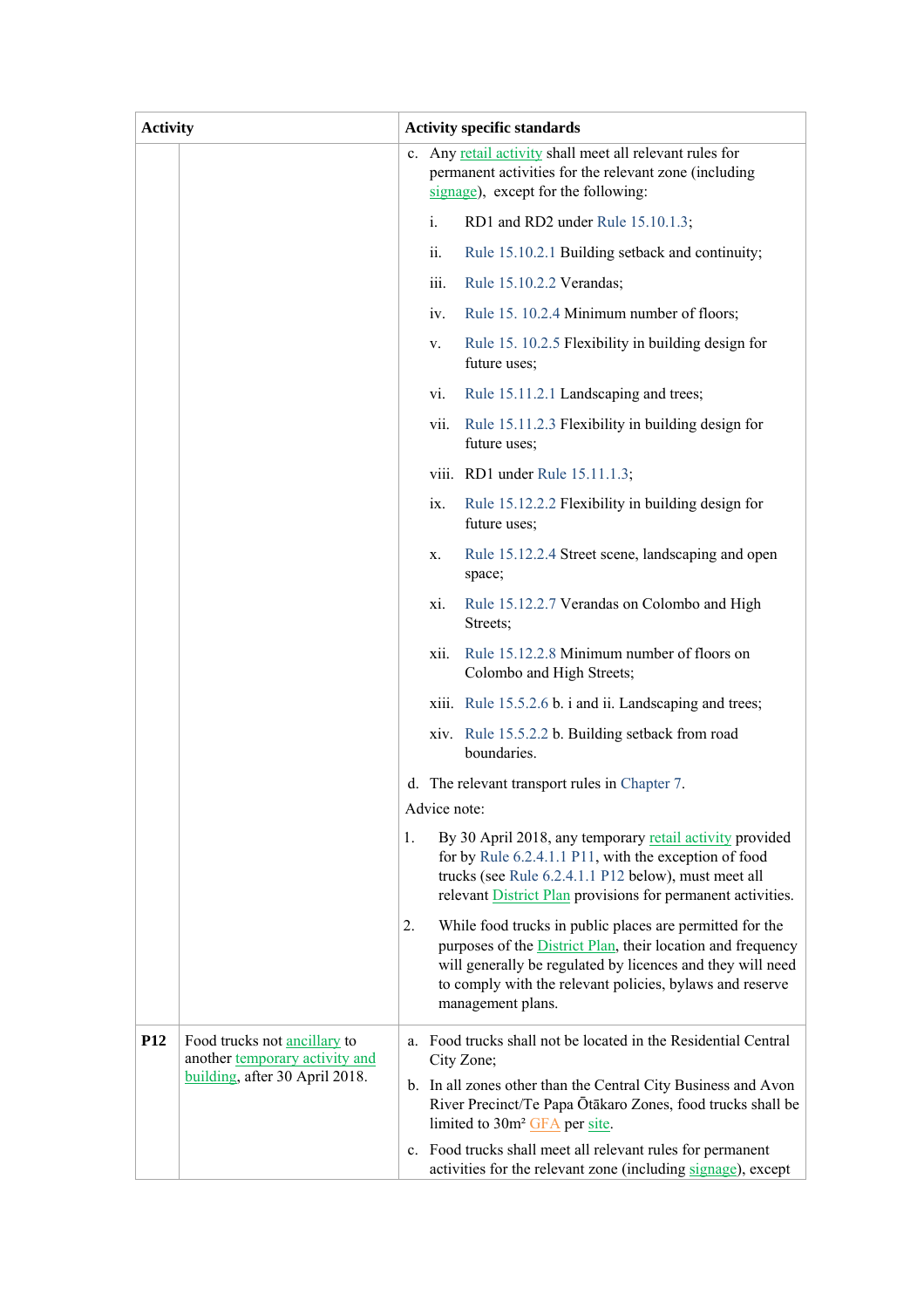| Activity | | Activity specific standards |
|---|---|---|
| | | c. Any retail activity shall meet all relevant rules for permanent activities for the relevant zone (including signage), except for the following:<br><br>i. RD1 and RD2 under Rule 15.10.1.3;<br><br>ii. Rule 15.10.2.1 Building setback and continuity;<br><br>iii. Rule 15.10.2.2 Verandas;<br><br>iv. Rule 15. 10.2.4 Minimum number of floors;<br><br>v. Rule 15. 10.2.5 Flexibility in building design for future uses;<br><br>vi. Rule 15.11.2.1 Landscaping and trees;<br><br>vii. Rule 15.11.2.3 Flexibility in building design for future uses;<br><br>viii. RD1 under Rule 15.11.1.3;<br><br>ix. Rule 15.12.2.2 Flexibility in building design for future uses;<br><br>x. Rule 15.12.2.4 Street scene, landscaping and open space;<br><br>xi. Rule 15.12.2.7 Verandas on Colombo and High Streets;<br><br>xii. Rule 15.12.2.8 Minimum number of floors on Colombo and High Streets;<br><br>xiii. Rule 15.5.2.6 b. i and ii. Landscaping and trees;<br><br>xiv. Rule 15.5.2.2 b. Building setback from road boundaries.<br><br>d. The relevant transport rules in Chapter 7.<br><br>Advice note:<br><br>1. By 30 April 2018, any temporary retail activity provided for by Rule 6.2.4.1.1 P11, with the exception of food trucks (see Rule 6.2.4.1.1 P12 below), must meet all relevant District Plan provisions for permanent activities.<br><br>2. While food trucks in public places are permitted for the purposes of the District Plan, their location and frequency will generally be regulated by licences and they will need to comply with the relevant policies, bylaws and reserve management plans. |
| **P12** | Food trucks not ancillary to another temporary activity and building, after 30 April 2018. | a. Food trucks shall not be located in the Residential Central City Zone;<br><br>b. In all zones other than the Central City Business and Avon River Precinct/Te Papa Ōtākaro Zones, food trucks shall be limited to 30m² GFA per site.<br><br>c. Food trucks shall meet all relevant rules for permanent activities for the relevant zone (including signage), except |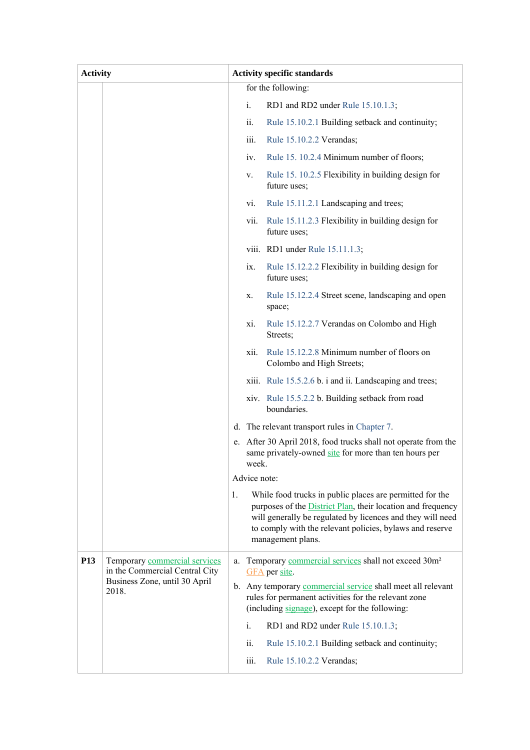| Activity | | Activity specific standards |
| --- | --- | --- |
| | | for the following:<br><br>i. RD1 and RD2 under Rule 15.10.1.3;<br>ii. Rule 15.10.2.1 Building setback and continuity;<br>iii. Rule 15.10.2.2 Verandas;<br>iv. Rule 15. 10.2.4 Minimum number of floors;<br>v. Rule 15. 10.2.5 Flexibility in building design for future uses;<br>vi. Rule 15.11.2.1 Landscaping and trees;<br>vii. Rule 15.11.2.3 Flexibility in building design for future uses;<br>viii. RD1 under Rule 15.11.1.3;<br>ix. Rule 15.12.2.2 Flexibility in building design for future uses;<br>x. Rule 15.12.2.4 Street scene, landscaping and open space;<br>xi. Rule 15.12.2.7 Verandas on Colombo and High Streets;<br>xii. Rule 15.12.2.8 Minimum number of floors on Colombo and High Streets;<br>xiii. Rule 15.5.2.6 b. i and ii. Landscaping and trees;<br>xiv. Rule 15.5.2.2 b. Building setback from road boundaries.<br><br>d. The relevant transport rules in Chapter 7.<br>e. After 30 April 2018, food trucks shall not operate from the same privately-owned site for more than ten hours per week.<br><br>Advice note:<br><br>1. While food trucks in public places are permitted for the purposes of the District Plan, their location and frequency will generally be regulated by licences and they will need to comply with the relevant policies, bylaws and reserve management plans. |
| **P13** | Temporary commercial services in the Commercial Central City Business Zone, until 30 April 2018. | a. Temporary commercial services shall not exceed 30m² GFA per site.<br>b. Any temporary commercial service shall meet all relevant rules for permanent activities for the relevant zone (including signage), except for the following:<br><br>i. RD1 and RD2 under Rule 15.10.1.3;<br>ii. Rule 15.10.2.1 Building setback and continuity;<br>iii. Rule 15.10.2.2 Verandas; |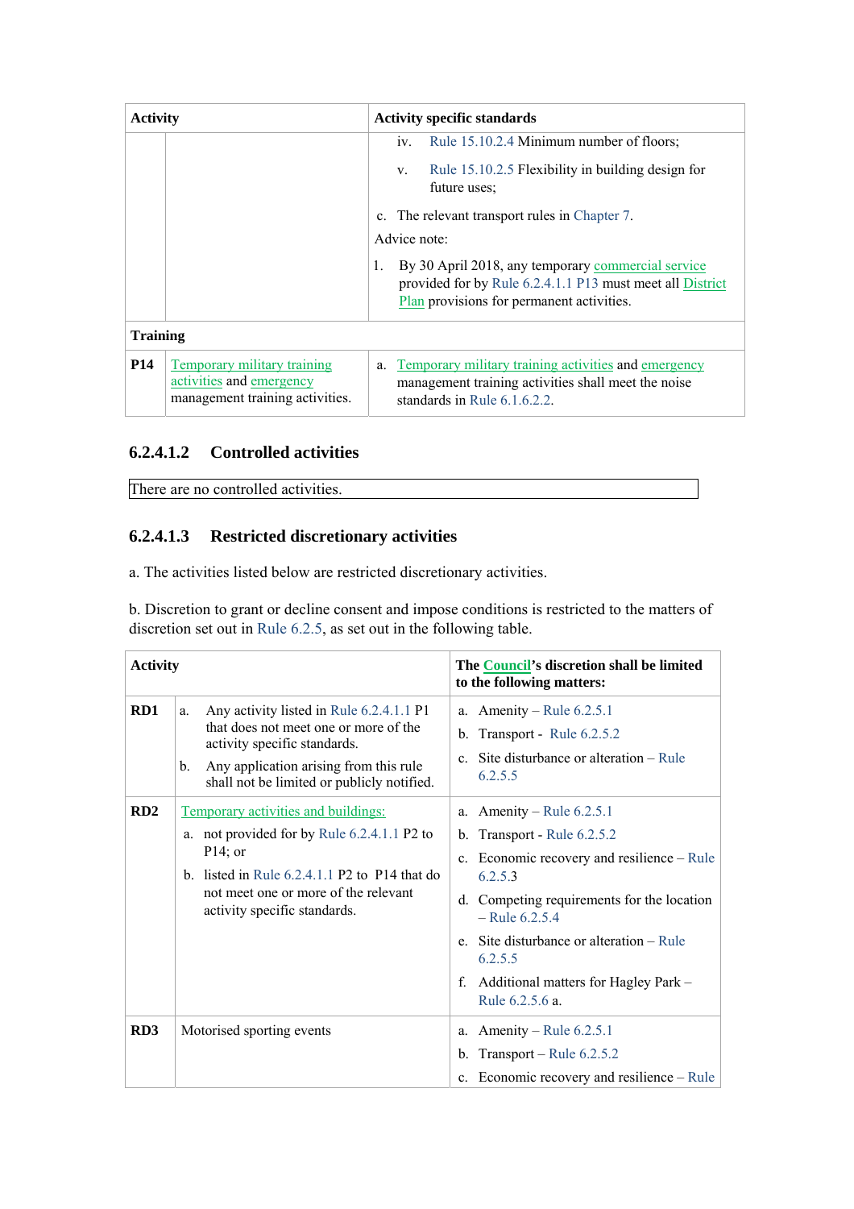| Activity | | Activity specific standards |
|---|---|---|
| | | iv. Rule 15.10.2.4 Minimum number of floors;<br><br>v. Rule 15.10.2.5 Flexibility in building design for future uses;<br><br>c. The relevant transport rules in Chapter 7.<br><br>Advice note:<br><br>1. By 30 April 2018, any temporary commercial service provided for by Rule 6.2.4.1.1 P13 must meet all District Plan provisions for permanent activities. |
| **Training** | | |
| **P14** | Temporary military training activities and emergency management training activities. | a. Temporary military training activities and emergency management training activities shall meet the noise standards in Rule 6.1.6.2.2. |

### 6.2.4.1.2 Controlled activities

There are no controlled activities.

### 6.2.4.1.3 Restricted discretionary activities

a. The activities listed below are restricted discretionary activities.

b. Discretion to grant or decline consent and impose conditions is restricted to the matters of discretion set out in Rule 6.2.5, as set out in the following table.

| Activity | | The Council's discretion shall be limited to the following matters: |
|---|---|---|
| **RD1** | a. Any activity listed in Rule 6.2.4.1.1 P1 that does not meet one or more of the activity specific standards.<br><br>b. Any application arising from this rule shall not be limited or publicly notified. | a. Amenity – Rule 6.2.5.1<br><br>b. Transport - Rule 6.2.5.2<br><br>c. Site disturbance or alteration – Rule 6.2.5.5 |
| **RD2** | Temporary activities and buildings:<br><br>a. not provided for by Rule 6.2.4.1.1 P2 to P14; or<br><br>b. listed in Rule 6.2.4.1.1 P2 to P14 that do not meet one or more of the relevant activity specific standards. | a. Amenity – Rule 6.2.5.1<br><br>b. Transport - Rule 6.2.5.2<br><br>c. Economic recovery and resilience – Rule 6.2.5.3<br><br>d. Competing requirements for the location – Rule 6.2.5.4<br><br>e. Site disturbance or alteration – Rule 6.2.5.5<br><br>f. Additional matters for Hagley Park – Rule 6.2.5.6 a. |
| **RD3** | Motorised sporting events | a. Amenity – Rule 6.2.5.1<br><br>b. Transport – Rule 6.2.5.2<br><br>c. Economic recovery and resilience – Rule |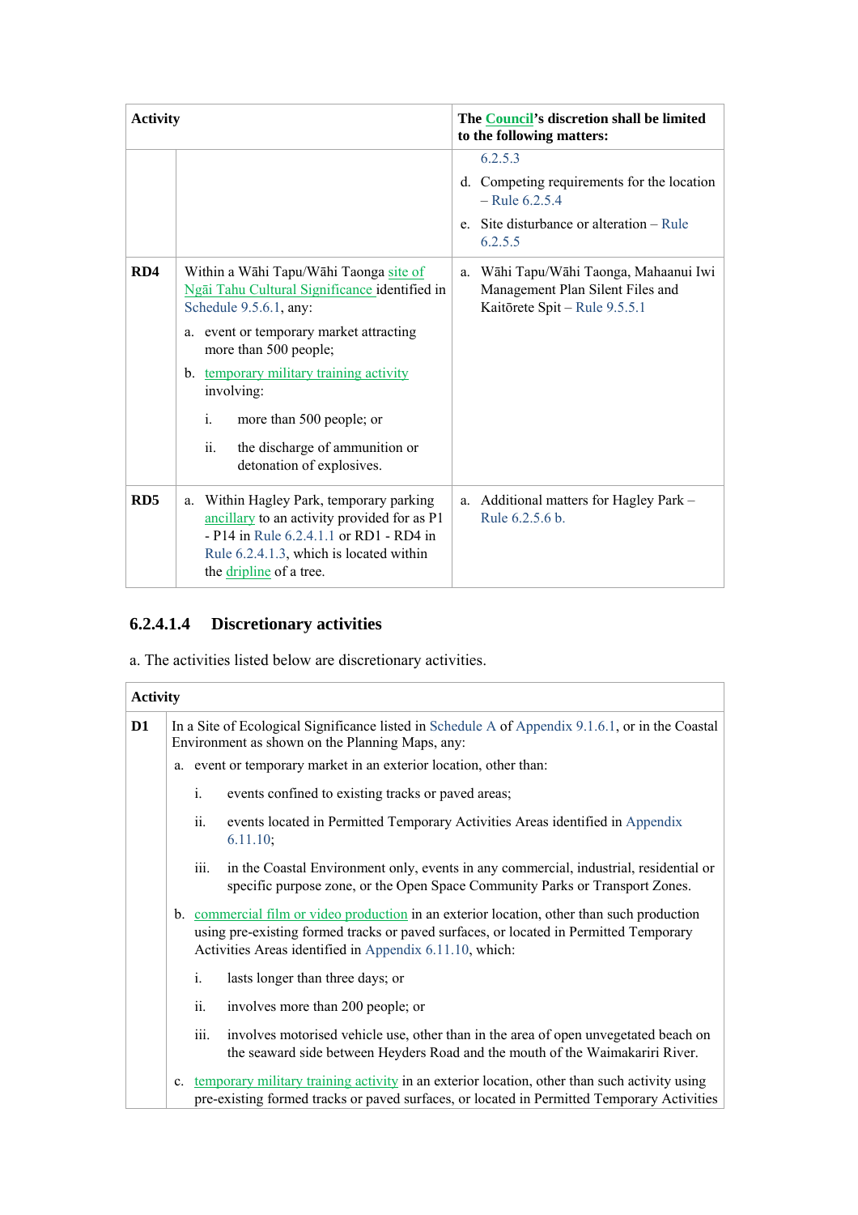| Activity | | The Council's discretion shall be limited to the following matters: |
|---|---|---|
| | | 6.2.5.3<br>d. Competing requirements for the location – Rule 6.2.5.4<br>e. Site disturbance or alteration – Rule 6.2.5.5 |
| RD4 | Within a Wāhi Tapu/Wāhi Taonga site of Ngāi Tahu Cultural Significance identified in Schedule 9.5.6.1, any:<br>a. event or temporary market attracting more than 500 people;<br>b. temporary military training activity involving:<br>i. more than 500 people; or<br>ii. the discharge of ammunition or detonation of explosives. | a. Wāhi Tapu/Wāhi Taonga, Mahaanui Iwi Management Plan Silent Files and Kaitōrete Spit – Rule 9.5.5.1 |
| RD5 | a. Within Hagley Park, temporary parking ancillary to an activity provided for as P1 - P14 in Rule 6.2.4.1.1 or RD1 - RD4 in Rule 6.2.4.1.3, which is located within the dripline of a tree. | a. Additional matters for Hagley Park – Rule 6.2.5.6 b. |

### 6.2.4.1.4 Discretionary activities

a. The activities listed below are discretionary activities.

| Activity | |
|---|---|
| D1 | In a Site of Ecological Significance listed in Schedule A of Appendix 9.1.6.1, or in the Coastal Environment as shown on the Planning Maps, any:<br>a. event or temporary market in an exterior location, other than:<br>i. events confined to existing tracks or paved areas;<br>ii. events located in Permitted Temporary Activities Areas identified in Appendix 6.11.10;<br>iii. in the Coastal Environment only, events in any commercial, industrial, residential or specific purpose zone, or the Open Space Community Parks or Transport Zones.<br>b. commercial film or video production in an exterior location, other than such production using pre-existing formed tracks or paved surfaces, or located in Permitted Temporary Activities Areas identified in Appendix 6.11.10, which:<br>i. lasts longer than three days; or<br>ii. involves more than 200 people; or<br>iii. involves motorised vehicle use, other than in the area of open unvegetated beach on the seaward side between Heyders Road and the mouth of the Waimakariri River.<br>c. temporary military training activity in an exterior location, other than such activity using pre-existing formed tracks or paved surfaces, or located in Permitted Temporary Activities |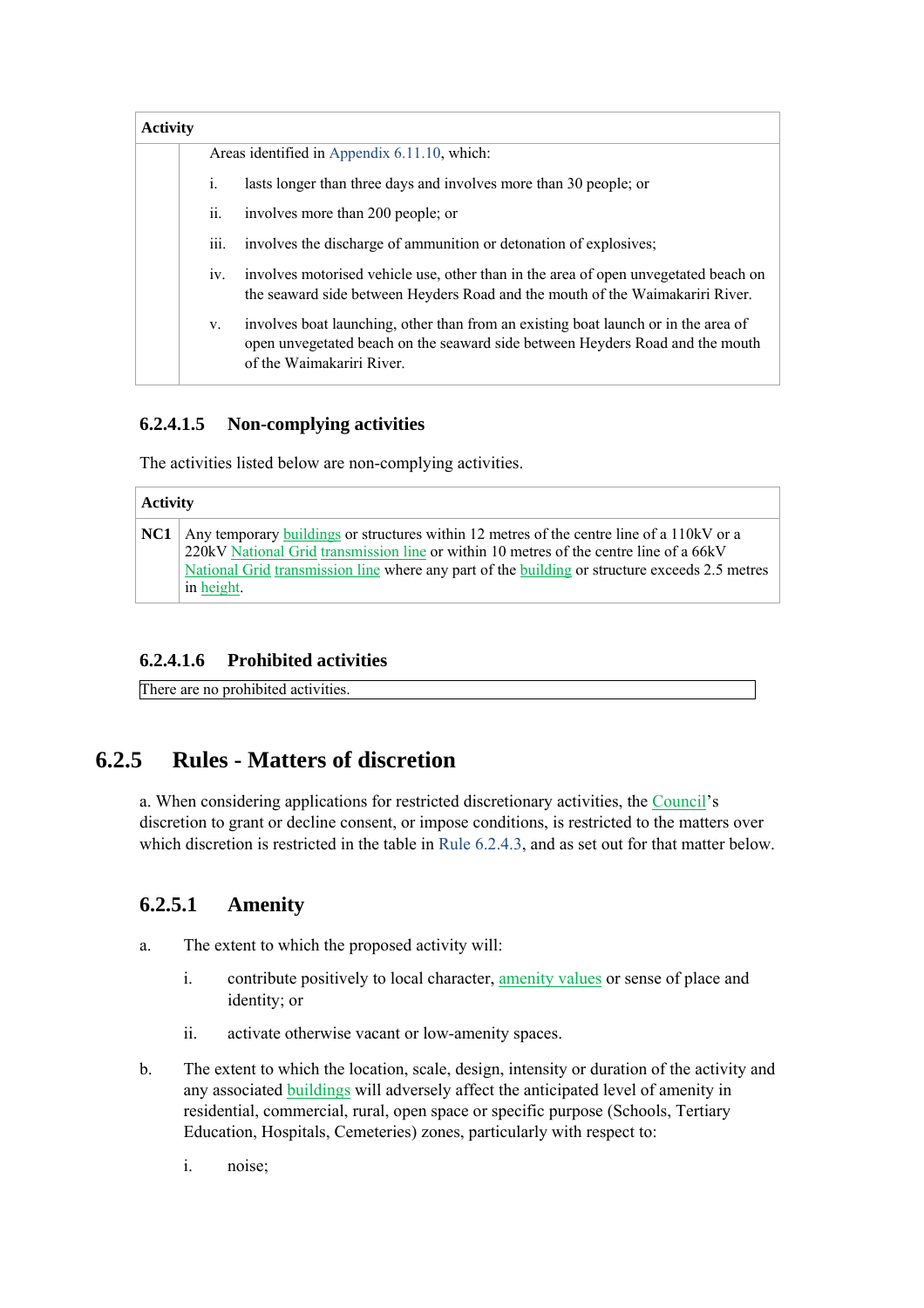| Activity | |
|---|---|
| | Areas identified in Appendix 6.11.10, which:<br><br>i. lasts longer than three days and involves more than 30 people; or<br><br>ii. involves more than 200 people; or<br><br>iii. involves the discharge of ammunition or detonation of explosives;<br><br>iv. involves motorised vehicle use, other than in the area of open unvegetated beach on the seaward side between Heyders Road and the mouth of the Waimakariri River.<br><br>v. involves boat launching, other than from an existing boat launch or in the area of open unvegetated beach on the seaward side between Heyders Road and the mouth of the Waimakariri River. |

### 6.2.4.1.5 Non-complying activities

The activities listed below are non-complying activities.

| Activity | |
|---|---|
| NC1 | Any temporary buildings or structures within 12 metres of the centre line of a 110kV or a 220kV National Grid transmission line or within 10 metres of the centre line of a 66kV National Grid transmission line where any part of the building or structure exceeds 2.5 metres in height. |

### 6.2.4.1.6 Prohibited activities

There are no prohibited activities.

## 6.2.5 Rules - Matters of discretion

a. When considering applications for restricted discretionary activities, the Council's discretion to grant or decline consent, or impose conditions, is restricted to the matters over which discretion is restricted in the table in Rule 6.2.4.3, and as set out for that matter below.

### 6.2.5.1 Amenity

a. The extent to which the proposed activity will:

   i. contribute positively to local character, amenity values or sense of place and identity; or

   ii. activate otherwise vacant or low-amenity spaces.

b. The extent to which the location, scale, design, intensity or duration of the activity and any associated buildings will adversely affect the anticipated level of amenity in residential, commercial, rural, open space or specific purpose (Schools, Tertiary Education, Hospitals, Cemeteries) zones, particularly with respect to:

   i. noise;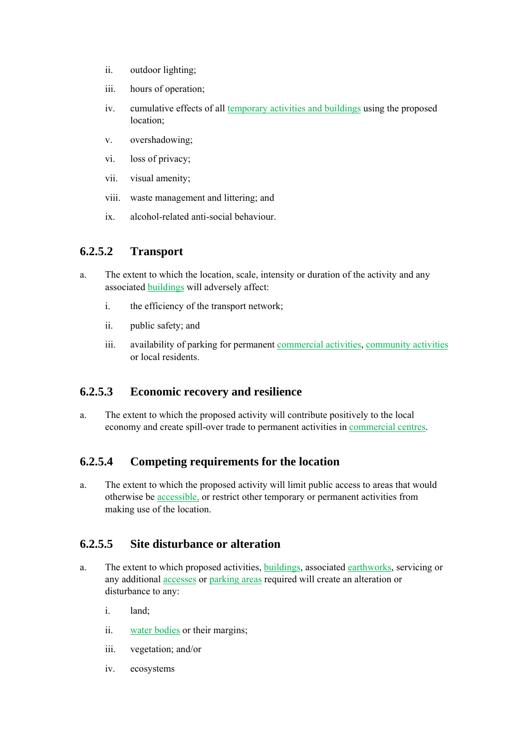ii. outdoor lighting;

iii. hours of operation;

iv. cumulative effects of all temporary activities and buildings using the proposed location;

v. overshadowing;

vi. loss of privacy;

vii. visual amenity;

viii. waste management and littering; and

ix. alcohol-related anti-social behaviour.

### 6.2.5.2 Transport

a. The extent to which the location, scale, intensity or duration of the activity and any associated buildings will adversely affect:

   i. the efficiency of the transport network;

   ii. public safety; and

   iii. availability of parking for permanent commercial activities, community activities or local residents.

### 6.2.5.3 Economic recovery and resilience

a. The extent to which the proposed activity will contribute positively to the local economy and create spill-over trade to permanent activities in commercial centres.

### 6.2.5.4 Competing requirements for the location

a. The extent to which the proposed activity will limit public access to areas that would otherwise be accessible, or restrict other temporary or permanent activities from making use of the location.

### 6.2.5.5 Site disturbance or alteration

a. The extent to which proposed activities, buildings, associated earthworks, servicing or any additional accesses or parking areas required will create an alteration or disturbance to any:

   i. land;

   ii. water bodies or their margins;

   iii. vegetation; and/or

   iv. ecosystems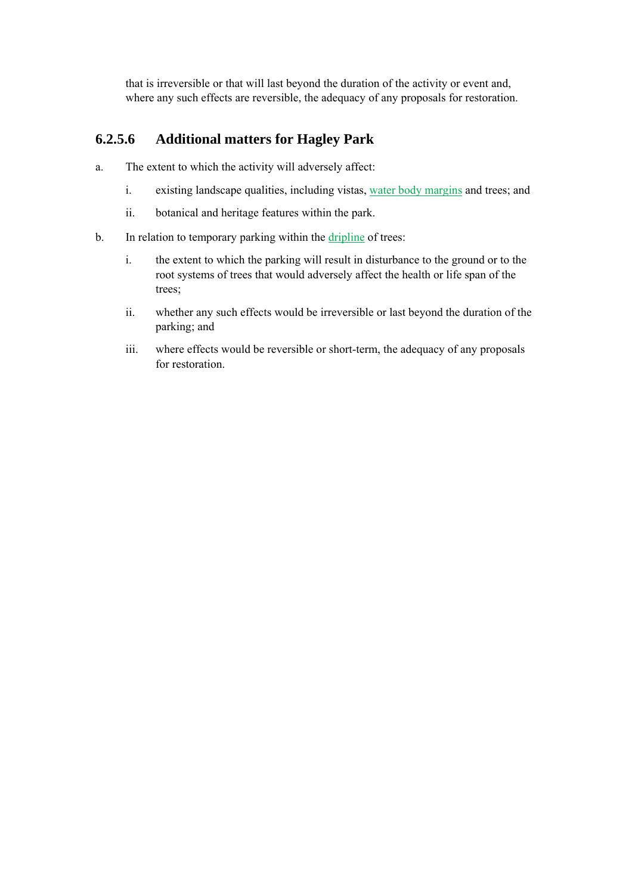that is irreversible or that will last beyond the duration of the activity or event and, where any such effects are reversible, the adequacy of any proposals for restoration.

### 6.2.5.6 Additional matters for Hagley Park

a. The extent to which the activity will adversely affect:

   i. existing landscape qualities, including vistas, water body margins and trees; and

   ii. botanical and heritage features within the park.

b. In relation to temporary parking within the dripline of trees:

   i. the extent to which the parking will result in disturbance to the ground or to the root systems of trees that would adversely affect the health or life span of the trees;

   ii. whether any such effects would be irreversible or last beyond the duration of the parking; and

   iii. where effects would be reversible or short-term, the adequacy of any proposals for restoration.